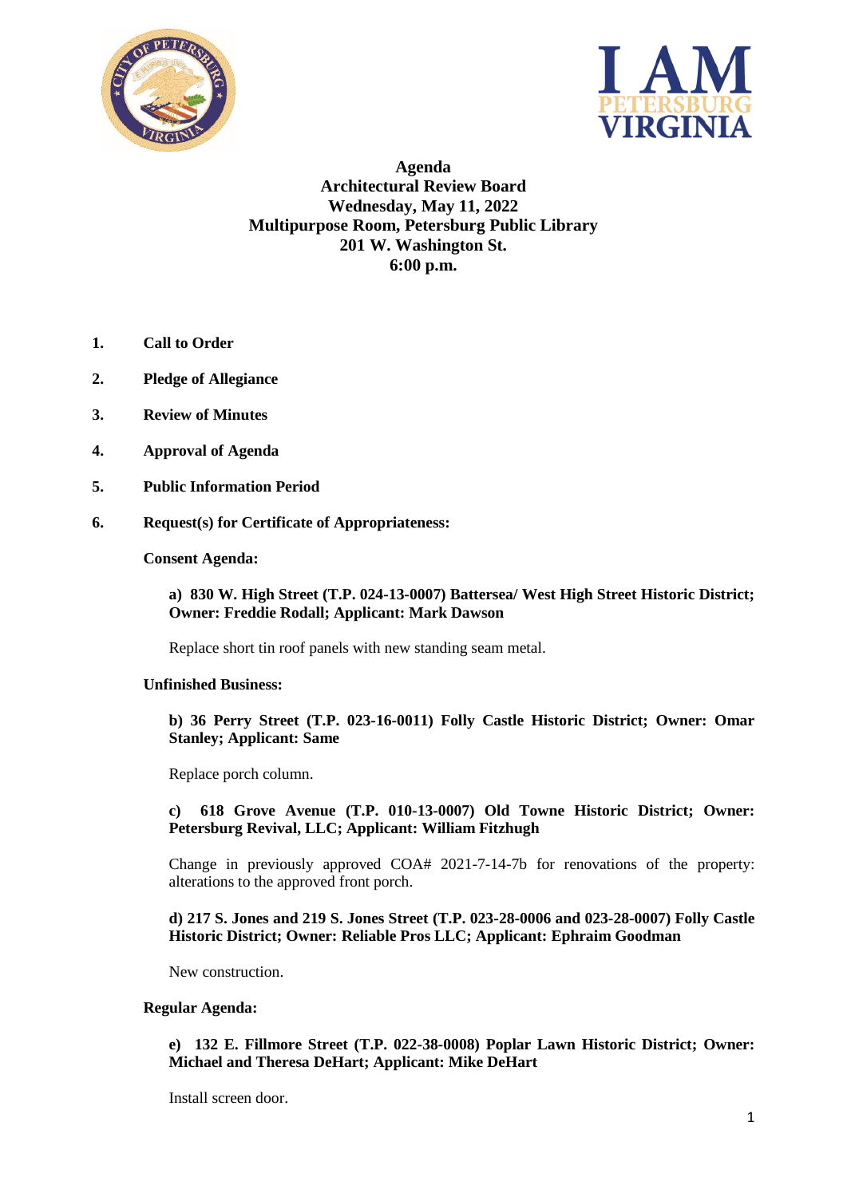# Agenda
## Architectural Review Board
## Wednesday, May 11, 2022
## Multipurpose Room, Petersburg Public Library
## 201 W. Washington St.
## 6:00 p.m.

1. **Call to Order**

2. **Pledge of Allegiance**

3. **Review of Minutes**

4. **Approval of Agenda**

5. **Public Information Period**

6. **Request(s) for Certificate of Appropriateness:**

**Consent Agenda:**

**a) 830 W. High Street (T.P. 024-13-0007) Battersea/ West High Street Historic District; Owner: Freddie Rodall; Applicant: Mark Dawson**

Replace short tin roof panels with new standing seam metal.

**Unfinished Business:**

**b) 36 Perry Street (T.P. 023-16-0011) Folly Castle Historic District; Owner: Omar Stanley; Applicant: Same**

Replace porch column.

**c) 618 Grove Avenue (T.P. 010-13-0007) Old Towne Historic District; Owner: Petersburg Revival, LLC; Applicant: William Fitzhugh**

Change in previously approved COA# 2021-7-14-7b for renovations of the property: alterations to the approved front porch.

**d) 217 S. Jones and 219 S. Jones Street (T.P. 023-28-0006 and 023-28-0007) Folly Castle Historic District; Owner: Reliable Pros LLC; Applicant: Ephraim Goodman**

New construction.

**Regular Agenda:**

**e) 132 E. Fillmore Street (T.P. 022-38-0008) Poplar Lawn Historic District; Owner: Michael and Theresa DeHart; Applicant: Mike DeHart**

Install screen door.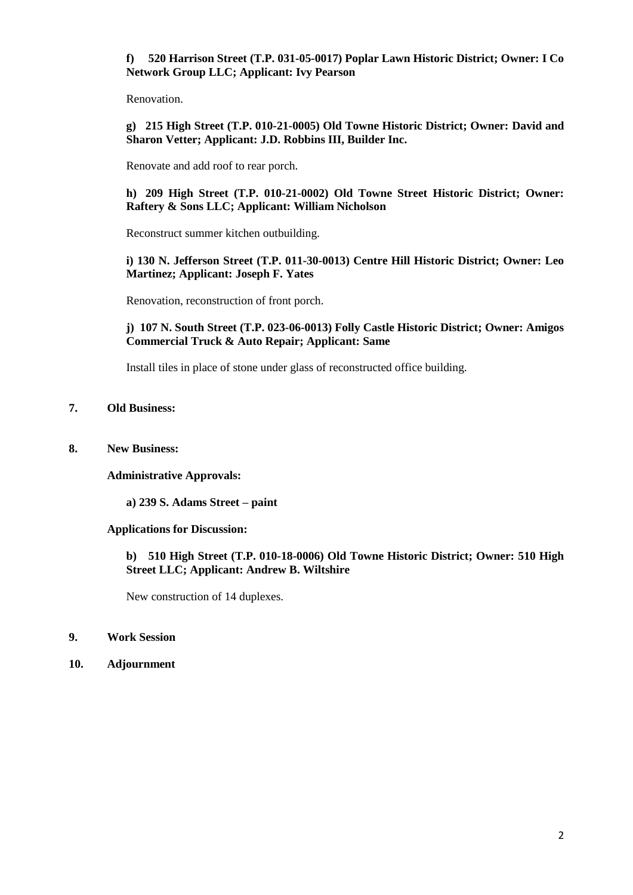**f) 520 Harrison Street (T.P. 031-05-0017) Poplar Lawn Historic District; Owner: I Co Network Group LLC; Applicant: Ivy Pearson**

Renovation.

**g) 215 High Street (T.P. 010-21-0005) Old Towne Historic District; Owner: David and Sharon Vetter; Applicant: J.D. Robbins III, Builder Inc.**

Renovate and add roof to rear porch.

**h) 209 High Street (T.P. 010-21-0002) Old Towne Street Historic District; Owner: Raftery & Sons LLC; Applicant: William Nicholson**

Reconstruct summer kitchen outbuilding.

**i) 130 N. Jefferson Street (T.P. 011-30-0013) Centre Hill Historic District; Owner: Leo Martinez; Applicant: Joseph F. Yates**

Renovation, reconstruction of front porch.

**j) 107 N. South Street (T.P. 023-06-0013) Folly Castle Historic District; Owner: Amigos Commercial Truck & Auto Repair; Applicant: Same**

Install tiles in place of stone under glass of reconstructed office building.

**7. Old Business:**

**8. New Business:**

**Administrative Approvals:**

**a) 239 S. Adams Street – paint**

**Applications for Discussion:**

**b) 510 High Street (T.P. 010-18-0006) Old Towne Historic District; Owner: 510 High Street LLC; Applicant: Andrew B. Wiltshire**

New construction of 14 duplexes.

**9. Work Session**

**10. Adjournment**